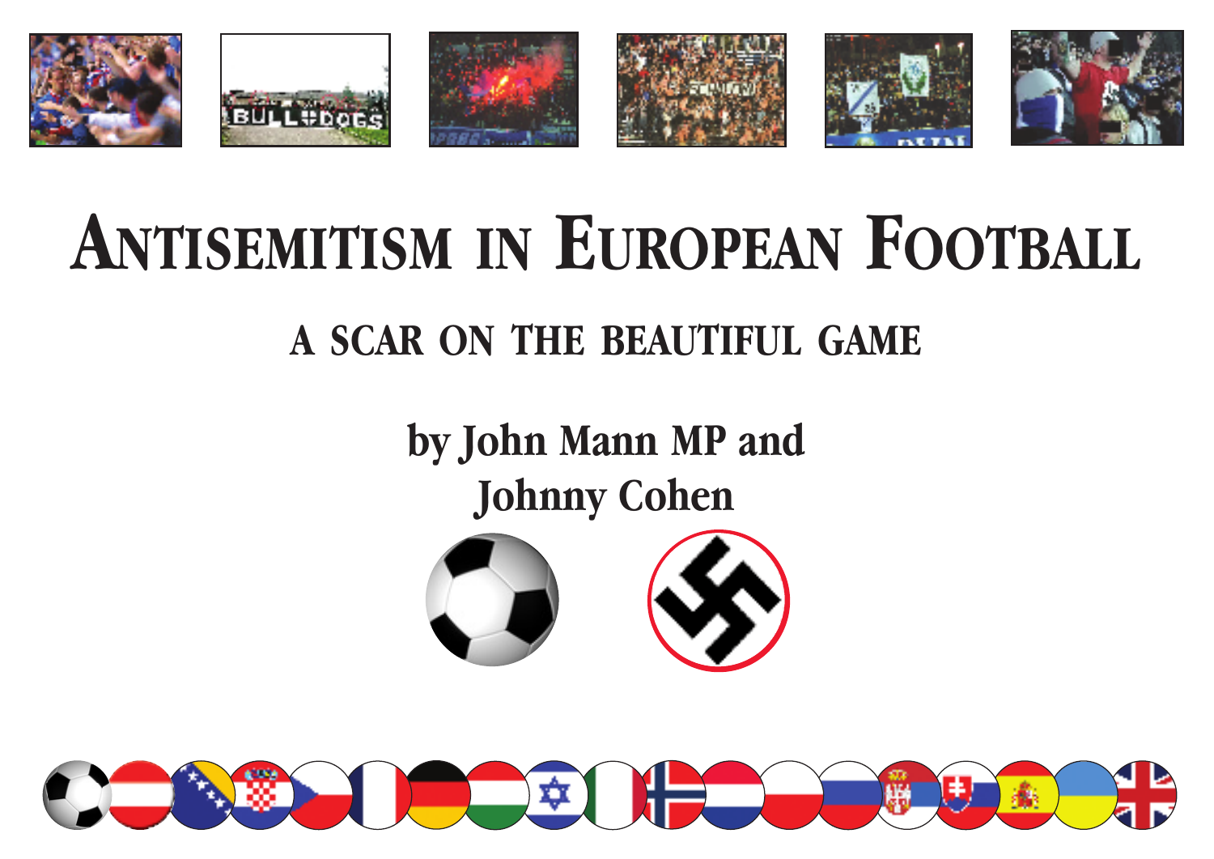# Antisemitism in European Football

## A Scar on the Beautiful Game

**by John Mann MP and Johnny Cohen**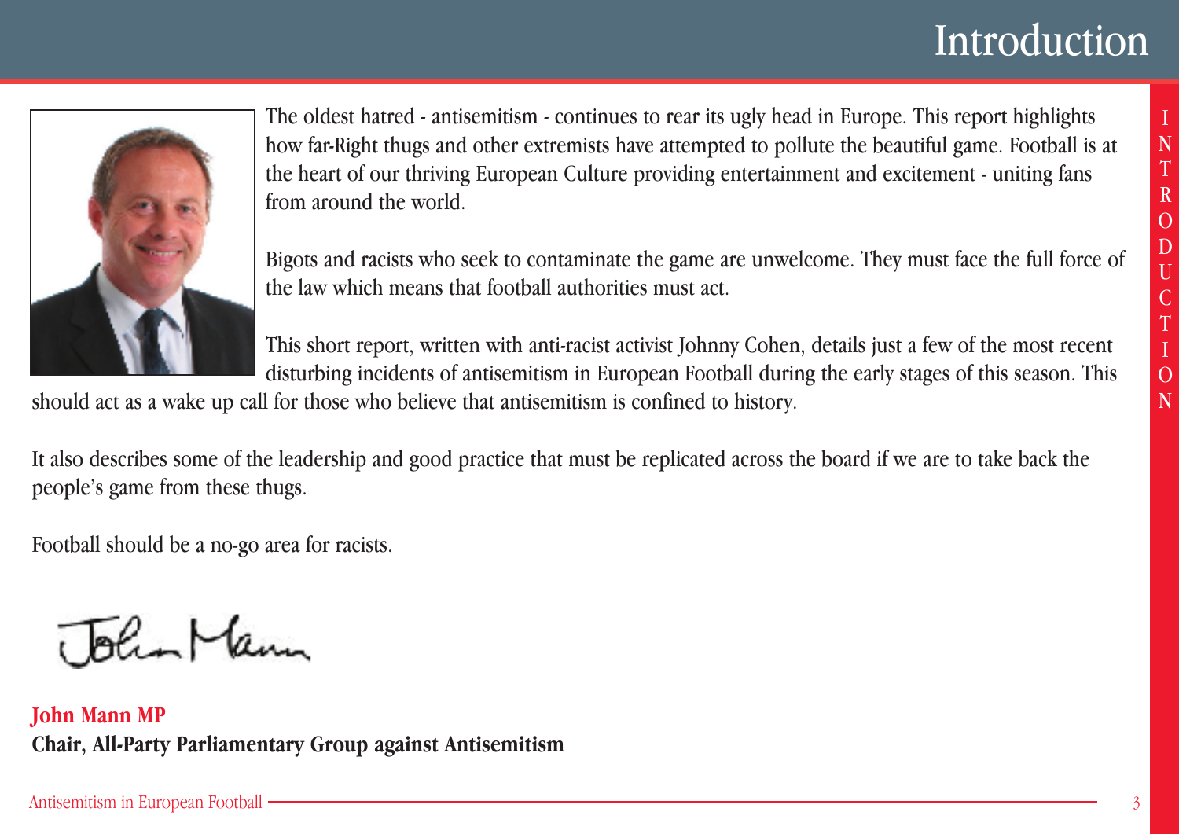# Introduction

The oldest hatred - antisemitism - continues to rear its ugly head in Europe. This report highlights how far-Right thugs and other extremists have attempted to pollute the beautiful game. Football is at the heart of our thriving European Culture providing entertainment and excitement - uniting fans from around the world.

Bigots and racists who seek to contaminate the game are unwelcome. They must face the full force of the law which means that football authorities must act.

This short report, written with anti-racist activist Johnny Cohen, details just a few of the most recent disturbing incidents of antisemitism in European Football during the early stages of this season. This should act as a wake up call for those who believe that antisemitism is confined to history.

It also describes some of the leadership and good practice that must be replicated across the board if we are to take back the people's game from these thugs.

Football should be a no-go area for racists.

**John Mann MP**
**Chair, All-Party Parliamentary Group against Antisemitism**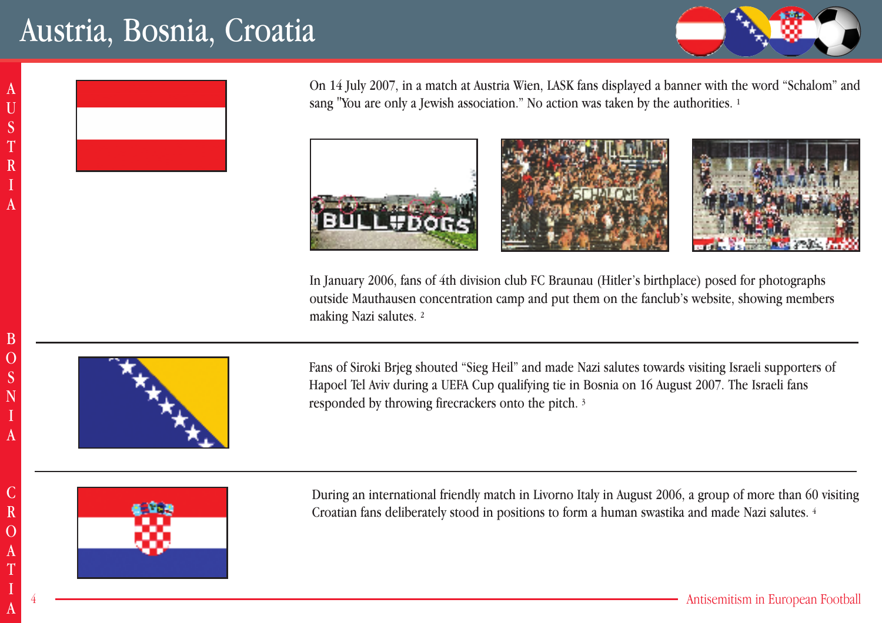# Austria, Bosnia, Croatia

## Austria

On 14 July 2007, in a match at Austria Wien, LASK fans displayed a banner with the word "Schalom" and sang "You are only a Jewish association." No action was taken by the authorities. [1]

In January 2006, fans of 4th division club FC Braunau (Hitler's birthplace) posed for photographs outside Mauthausen concentration camp and put them on the fanclub's website, showing members making Nazi salutes. [2]

## Bosnia

Fans of Siroki Brjeg shouted "Sieg Heil" and made Nazi salutes towards visiting Israeli supporters of Hapoel Tel Aviv during a UEFA Cup qualifying tie in Bosnia on 16 August 2007. The Israeli fans responded by throwing firecrackers onto the pitch. [3]

## Croatia

During an international friendly match in Livorno Italy in August 2006, a group of more than 60 visiting Croatian fans deliberately stood in positions to form a human swastika and made Nazi salutes. [4]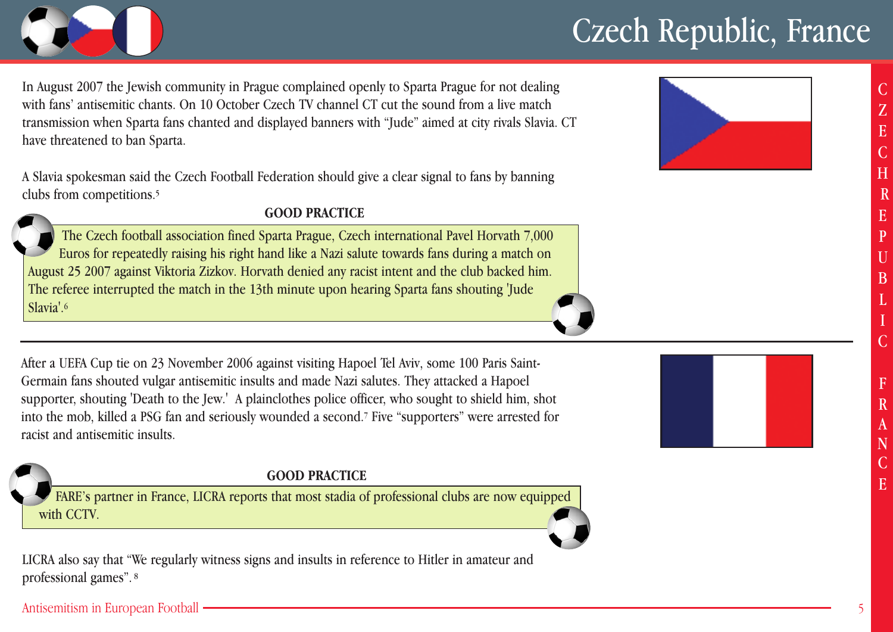# Czech Republic, France

In August 2007 the Jewish community in Prague complained openly to Sparta Prague for not dealing with fans' antisemitic chants. On 10 October Czech TV channel CT cut the sound from a live match transmission when Sparta fans chanted and displayed banners with "Jude" aimed at city rivals Slavia. CT have threatened to ban Sparta.

A Slavia spokesman said the Czech Football Federation should give a clear signal to fans by banning clubs from competitions.[5]

**GOOD PRACTICE**

The Czech football association fined Sparta Prague, Czech international Pavel Horvath 7,000 Euros for repeatedly raising his right hand like a Nazi salute towards fans during a match on August 25 2007 against Viktoria Zizkov. Horvath denied any racist intent and the club backed him. The referee interrupted the match in the 13th minute upon hearing Sparta fans shouting 'Jude Slavia'.[6]

---

After a UEFA Cup tie on 23 November 2006 against visiting Hapoel Tel Aviv, some 100 Paris Saint-Germain fans shouted vulgar antisemitic insults and made Nazi salutes. They attacked a Hapoel supporter, shouting 'Death to the Jew.' A plainclothes police officer, who sought to shield him, shot into the mob, killed a PSG fan and seriously wounded a second.[7] Five "supporters" were arrested for racist and antisemitic insults.

**GOOD PRACTICE**

FARE's partner in France, LICRA reports that most stadia of professional clubs are now equipped with CCTV.

LICRA also say that "We regularly witness signs and insults in reference to Hitler in amateur and professional games".[8]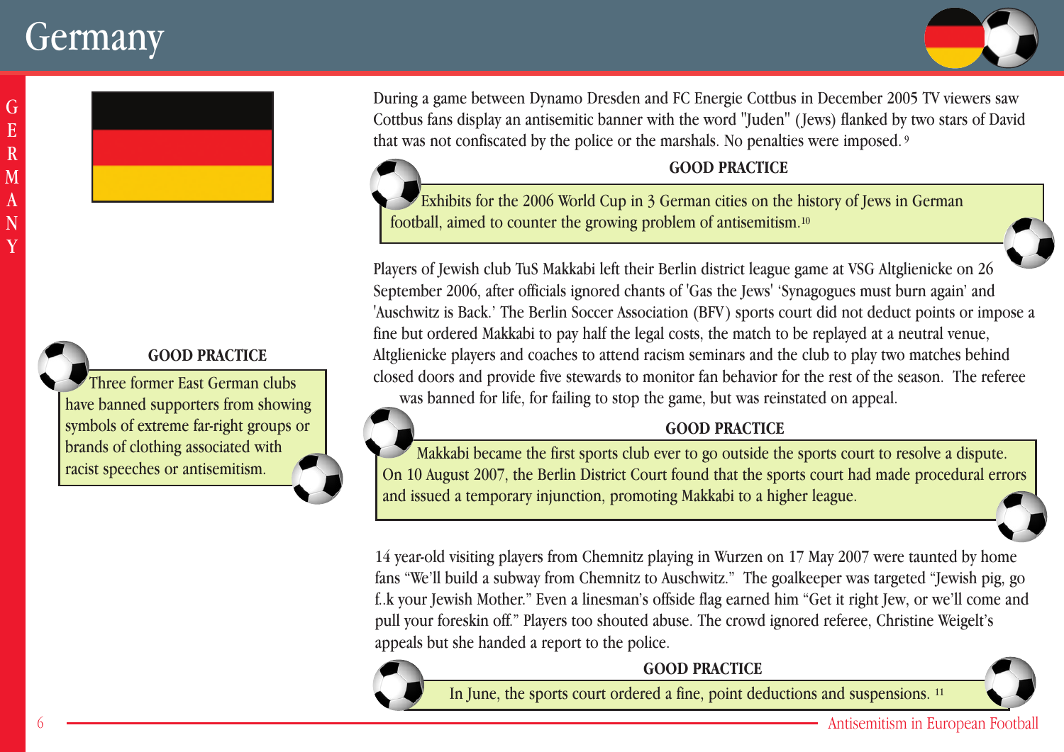# Germany

### GOOD PRACTICE

Three former East German clubs have banned supporters from showing symbols of extreme far-right groups or brands of clothing associated with racist speeches or antisemitism.

During a game between Dynamo Dresden and FC Energie Cottbus in December 2005 TV viewers saw Cottbus fans display an antisemitic banner with the word "Juden" (Jews) flanked by two stars of David that was not confiscated by the police or the marshals. No penalties were imposed.[9]

### GOOD PRACTICE

Exhibits for the 2006 World Cup in 3 German cities on the history of Jews in German football, aimed to counter the growing problem of antisemitism.[10]

Players of Jewish club TuS Makkabi left their Berlin district league game at VSG Altglienicke on 26 September 2006, after officials ignored chants of 'Gas the Jews' 'Synagogues must burn again' and 'Auschwitz is Back.' The Berlin Soccer Association (BFV) sports court did not deduct points or impose a fine but ordered Makkabi to pay half the legal costs, the match to be replayed at a neutral venue, Altglienicke players and coaches to attend racism seminars and the club to play two matches behind closed doors and provide five stewards to monitor fan behavior for the rest of the season. The referee was banned for life, for failing to stop the game, but was reinstated on appeal.

### GOOD PRACTICE

Makkabi became the first sports club ever to go outside the sports court to resolve a dispute. On 10 August 2007, the Berlin District Court found that the sports court had made procedural errors and issued a temporary injunction, promoting Makkabi to a higher league.

14 year-old visiting players from Chemnitz playing in Wurzen on 17 May 2007 were taunted by home fans "We'll build a subway from Chemnitz to Auschwitz." The goalkeeper was targeted "Jewish pig, go f..k your Jewish Mother." Even a linesman's offside flag earned him "Get it right Jew, or we'll come and pull your foreskin off." Players too shouted abuse. The crowd ignored referee, Christine Weigelt's appeals but she handed a report to the police.

### GOOD PRACTICE

In June, the sports court ordered a fine, point deductions and suspensions.[11]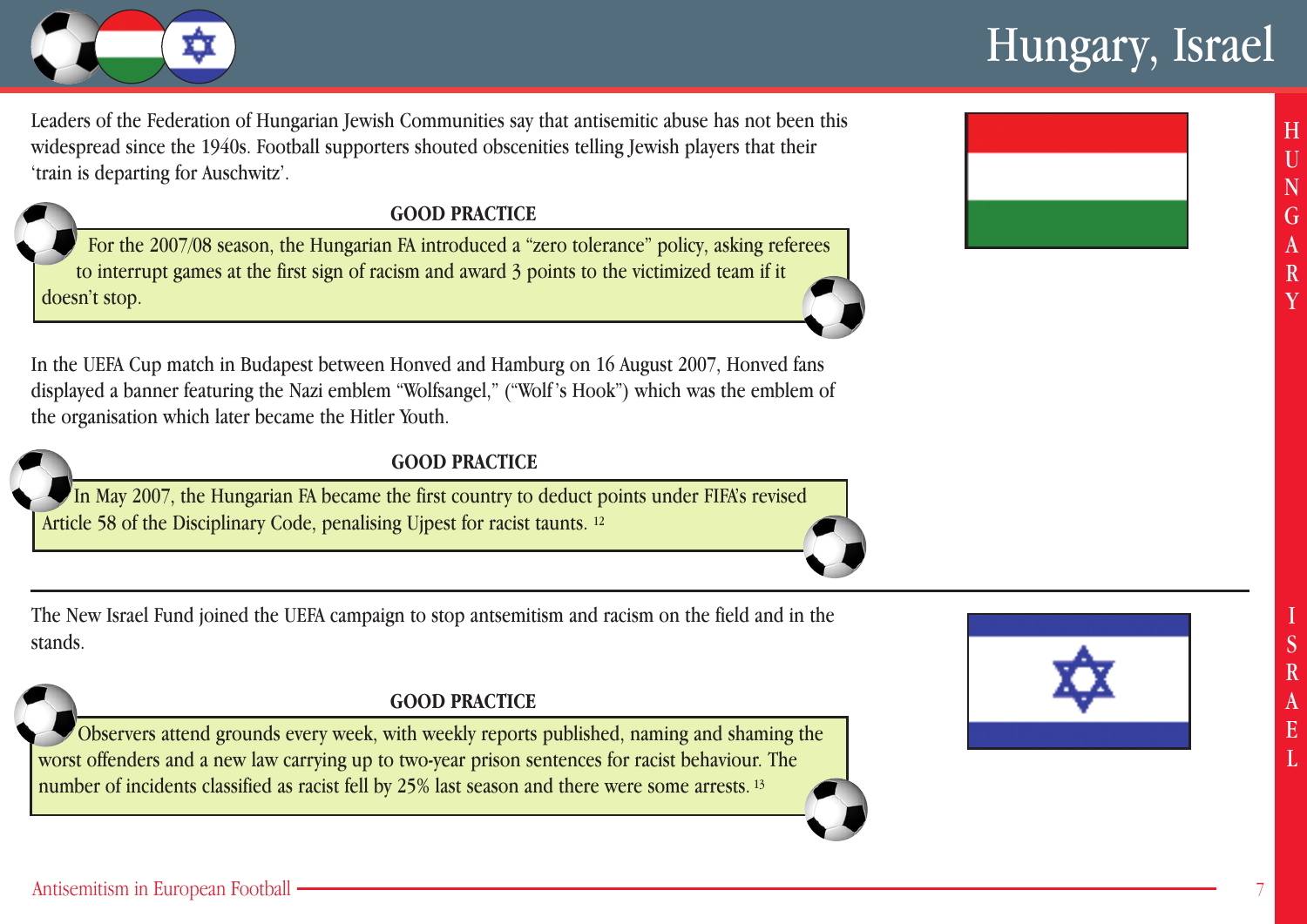# Hungary, Israel

## Hungary

Leaders of the Federation of Hungarian Jewish Communities say that antisemitic abuse has not been this widespread since the 1940s. Football supporters shouted obscenities telling Jewish players that their 'train is departing for Auschwitz'.

**GOOD PRACTICE**

For the 2007/08 season, the Hungarian FA introduced a "zero tolerance" policy, asking referees to interrupt games at the first sign of racism and award 3 points to the victimized team if it doesn't stop.

In the UEFA Cup match in Budapest between Honved and Hamburg on 16 August 2007, Honved fans displayed a banner featuring the Nazi emblem "Wolfsangel," ("Wolf's Hook") which was the emblem of the organisation which later became the Hitler Youth.

**GOOD PRACTICE**

In May 2007, the Hungarian FA became the first country to deduct points under FIFA's revised Article 58 of the Disciplinary Code, penalising Ujpest for racist taunts. [12]

## Israel

The New Israel Fund joined the UEFA campaign to stop antsemitism and racism on the field and in the stands.

**GOOD PRACTICE**

Observers attend grounds every week, with weekly reports published, naming and shaming the worst offenders and a new law carrying up to two-year prison sentences for racist behaviour. The number of incidents classified as racist fell by 25% last season and there were some arrests. [13]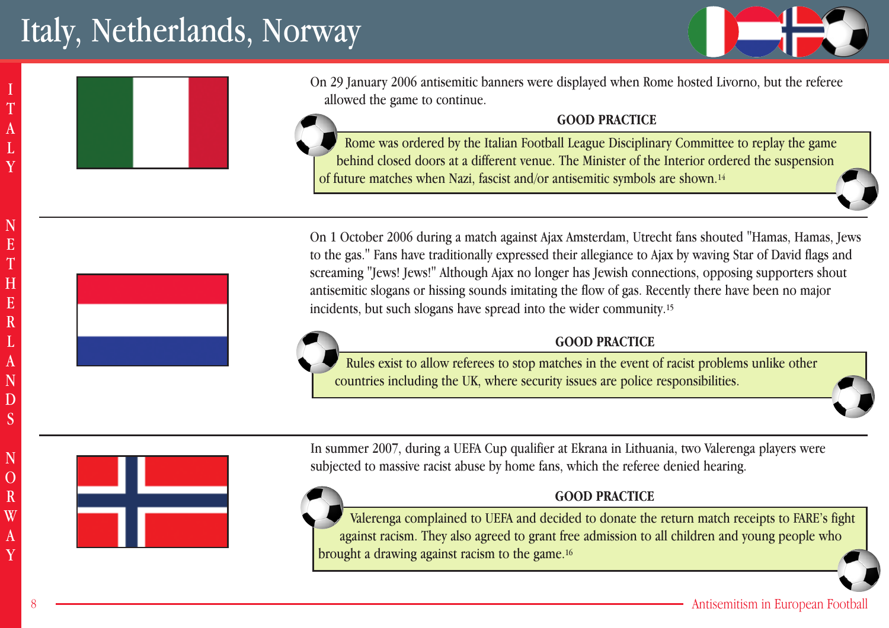# Italy, Netherlands, Norway

## Italy

On 29 January 2006 antisemitic banners were displayed when Rome hosted Livorno, but the referee allowed the game to continue.

**GOOD PRACTICE**

Rome was ordered by the Italian Football League Disciplinary Committee to replay the game behind closed doors at a different venue. The Minister of the Interior ordered the suspension of future matches when Nazi, fascist and/or antisemitic symbols are shown.[14]

## Netherlands

On 1 October 2006 during a match against Ajax Amsterdam, Utrecht fans shouted "Hamas, Hamas, Jews to the gas." Fans have traditionally expressed their allegiance to Ajax by waving Star of David flags and screaming "Jews! Jews!" Although Ajax no longer has Jewish connections, opposing supporters shout antisemitic slogans or hissing sounds imitating the flow of gas. Recently there have been no major incidents, but such slogans have spread into the wider community.[15]

**GOOD PRACTICE**

Rules exist to allow referees to stop matches in the event of racist problems unlike other countries including the UK, where security issues are police responsibilities.

## Norway

In summer 2007, during a UEFA Cup qualifier at Ekrana in Lithuania, two Valerenga players were subjected to massive racist abuse by home fans, which the referee denied hearing.

**GOOD PRACTICE**

Valerenga complained to UEFA and decided to donate the return match receipts to FARE's fight against racism. They also agreed to grant free admission to all children and young people who brought a drawing against racism to the game.[16]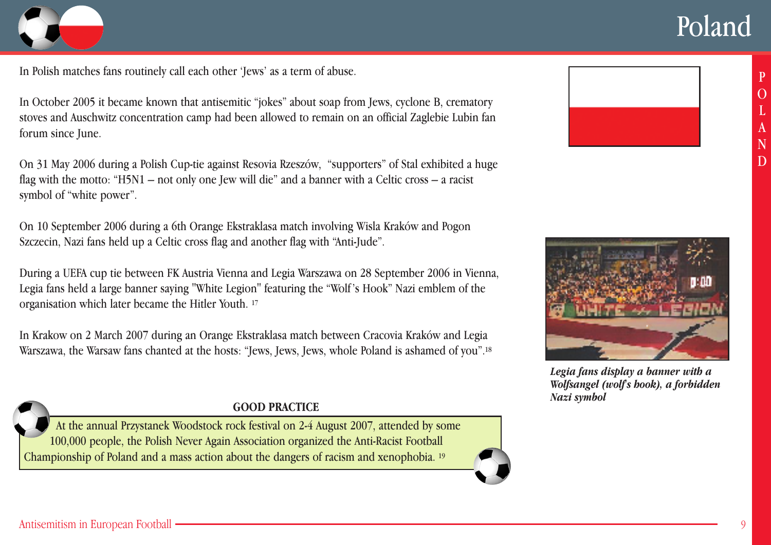# Poland

In Polish matches fans routinely call each other 'Jews' as a term of abuse.

In October 2005 it became known that antisemitic "jokes" about soap from Jews, cyclone B, crematory stoves and Auschwitz concentration camp had been allowed to remain on an official Zaglebie Lubin fan forum since June.

On 31 May 2006 during a Polish Cup-tie against Resovia Rzeszów, "supporters" of Stal exhibited a huge flag with the motto: "H5N1 – not only one Jew will die" and a banner with a Celtic cross – a racist symbol of "white power".

On 10 September 2006 during a 6th Orange Ekstraklasa match involving Wisla Kraków and Pogon Szczecin, Nazi fans held up a Celtic cross flag and another flag with "Anti-Jude".

During a UEFA cup tie between FK Austria Vienna and Legia Warszawa on 28 September 2006 in Vienna, Legia fans held a large banner saying "White Legion" featuring the "Wolf's Hook" Nazi emblem of the organisation which later became the Hitler Youth. [17]

In Krakow on 2 March 2007 during an Orange Ekstraklasa match between Cracovia Kraków and Legia Warszawa, the Warsaw fans chanted at the hosts: "Jews, Jews, Jews, whole Poland is ashamed of you".[18]

*Legia fans display a banner with a Wolfsangel (wolf's hook), a forbidden Nazi symbol*

**GOOD PRACTICE**

At the annual Przystanek Woodstock rock festival on 2-4 August 2007, attended by some 100,000 people, the Polish Never Again Association organized the Anti-Racist Football Championship of Poland and a mass action about the dangers of racism and xenophobia. [19]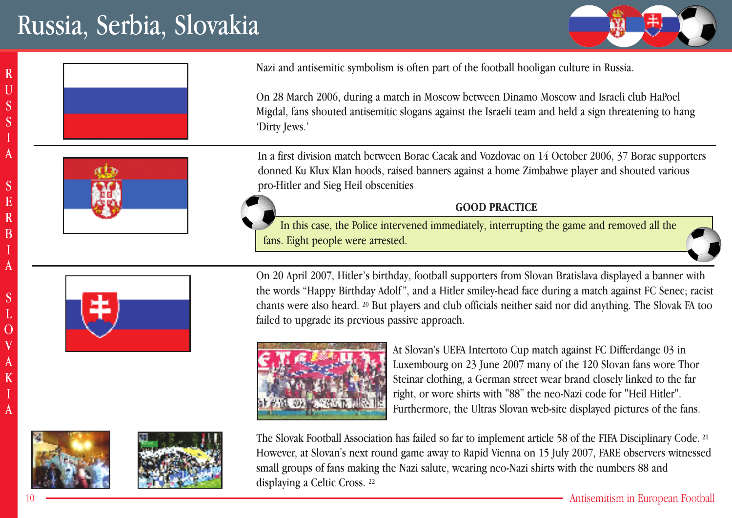# Russia, Serbia, Slovakia

Nazi and antisemitic symbolism is often part of the football hooligan culture in Russia.

On 28 March 2006, during a match in Moscow between Dinamo Moscow and Israeli club HaPoel Migdal, fans shouted antisemitic slogans against the Israeli team and held a sign threatening to hang 'Dirty Jews.'

In a first division match between Borac Cacak and Vozdovac on 14 October 2006, 37 Borac supporters donned Ku Klux Klan hoods, raised banners against a home Zimbabwe player and shouted various pro-Hitler and Sieg Heil obscenities

**GOOD PRACTICE**

In this case, the Police intervened immediately, interrupting the game and removed all the fans. Eight people were arrested.

On 20 April 2007, Hitler's birthday, football supporters from Slovan Bratislava displayed a banner with the words "Happy Birthday Adolf", and a Hitler smiley-head face during a match against FC Senec; racist chants were also heard. [20] But players and club officials neither said nor did anything. The Slovak FA too failed to upgrade its previous passive approach.

At Slovan's UEFA Intertoto Cup match against FC Differdange 03 in Luxembourg on 23 June 2007 many of the 120 Slovan fans wore Thor Steinar clothing, a German street wear brand closely linked to the far right, or wore shirts with "88" the neo-Nazi code for "Heil Hitler". Furthermore, the Ultras Slovan web-site displayed pictures of the fans.

The Slovak Football Association has failed so far to implement article 58 of the FIFA Disciplinary Code. [21] However, at Slovan's next round game away to Rapid Vienna on 15 July 2007, FARE observers witnessed small groups of fans making the Nazi salute, wearing neo-Nazi shirts with the numbers 88 and displaying a Celtic Cross. [22]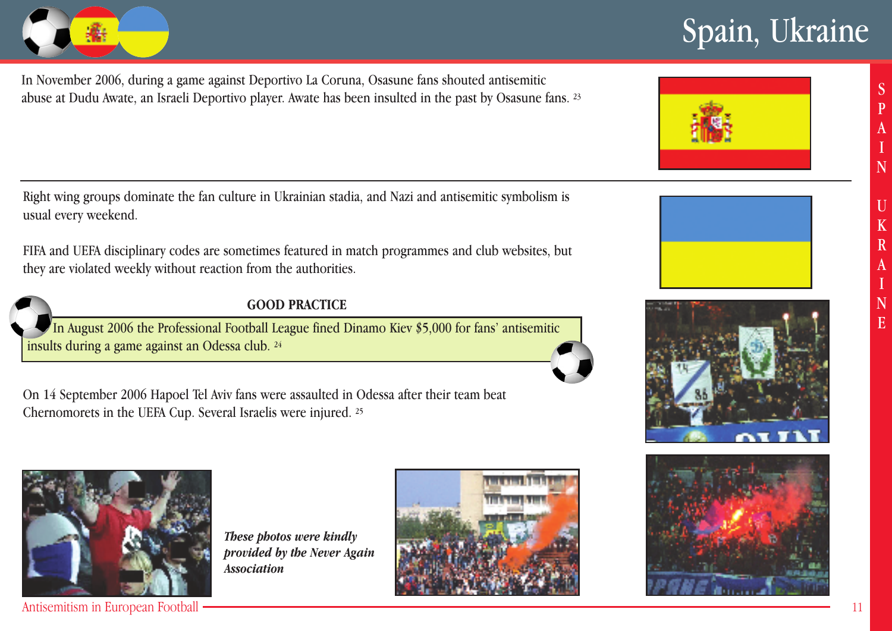# Spain, Ukraine

In November 2006, during a game against Deportivo La Coruna, Osasune fans shouted antisemitic abuse at Dudu Awate, an Israeli Deportivo player. Awate has been insulted in the past by Osasune fans. [23]

---

Right wing groups dominate the fan culture in Ukrainian stadia, and Nazi and antisemitic symbolism is usual every weekend.

FIFA and UEFA disciplinary codes are sometimes featured in match programmes and club websites, but they are violated weekly without reaction from the authorities.

**GOOD PRACTICE**

In August 2006 the Professional Football League fined Dinamo Kiev $5,000 for fans' antisemitic insults during a game against an Odessa club. [24]

On 14 September 2006 Hapoel Tel Aviv fans were assaulted in Odessa after their team beat Chernomorets in the UEFA Cup. Several Israelis were injured. [25]

***These photos were kindly provided by the Never Again Association***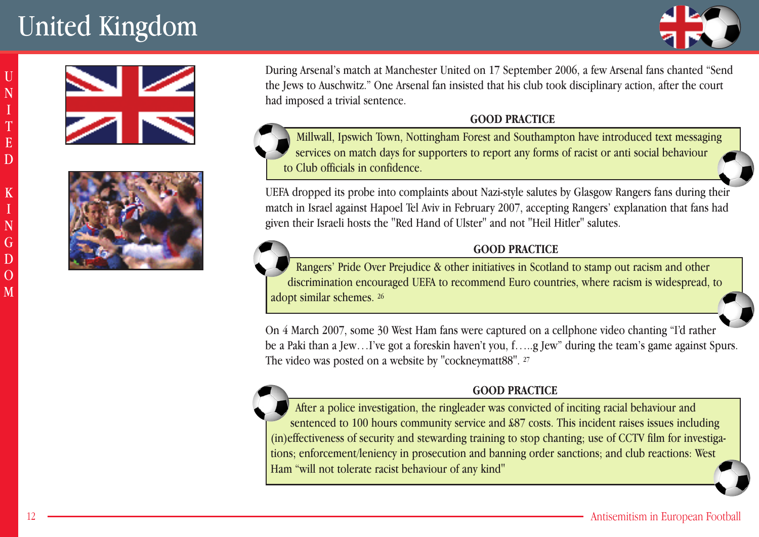# United Kingdom

During Arsenal's match at Manchester United on 17 September 2006, a few Arsenal fans chanted "Send the Jews to Auschwitz." One Arsenal fan insisted that his club took disciplinary action, after the court had imposed a trivial sentence.

**GOOD PRACTICE**

Millwall, Ipswich Town, Nottingham Forest and Southampton have introduced text messaging services on match days for supporters to report any forms of racist or anti social behaviour to Club officials in confidence.

UEFA dropped its probe into complaints about Nazi-style salutes by Glasgow Rangers fans during their match in Israel against Hapoel Tel Aviv in February 2007, accepting Rangers' explanation that fans had given their Israeli hosts the "Red Hand of Ulster" and not "Heil Hitler" salutes.

**GOOD PRACTICE**

Rangers' Pride Over Prejudice & other initiatives in Scotland to stamp out racism and other discrimination encouraged UEFA to recommend Euro countries, where racism is widespread, to adopt similar schemes. [26]

On 4 March 2007, some 30 West Ham fans were captured on a cellphone video chanting "I'd rather be a Paki than a Jew…I've got a foreskin haven't you, f…..g Jew" during the team's game against Spurs. The video was posted on a website by "cockneymatt88". [27]

**GOOD PRACTICE**

After a police investigation, the ringleader was convicted of inciting racial behaviour and sentenced to 100 hours community service and £87 costs. This incident raises issues including (in)effectiveness of security and stewarding training to stop chanting; use of CCTV film for investigations; enforcement/leniency in prosecution and banning order sanctions; and club reactions: West Ham "will not tolerate racist behaviour of any kind"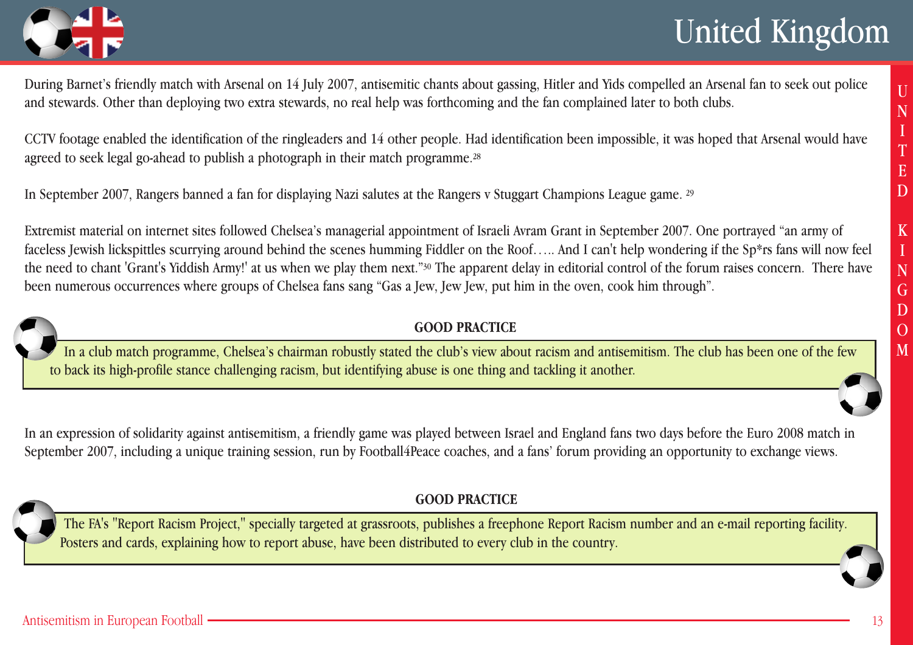# United Kingdom

During Barnet's friendly match with Arsenal on 14 July 2007, antisemitic chants about gassing, Hitler and Yids compelled an Arsenal fan to seek out police and stewards. Other than deploying two extra stewards, no real help was forthcoming and the fan complained later to both clubs.

CCTV footage enabled the identification of the ringleaders and 14 other people. Had identification been impossible, it was hoped that Arsenal would have agreed to seek legal go-ahead to publish a photograph in their match programme.[28]

In September 2007, Rangers banned a fan for displaying Nazi salutes at the Rangers v Stuggart Champions League game. [29]

Extremist material on internet sites followed Chelsea's managerial appointment of Israeli Avram Grant in September 2007. One portrayed "an army of faceless Jewish lickspittles scurrying around behind the scenes humming Fiddler on the Roof….. And I can't help wondering if the Sp*rs fans will now feel the need to chant 'Grant's Yiddish Army!' at us when we play them next."[30] The apparent delay in editorial control of the forum raises concern. There have been numerous occurrences where groups of Chelsea fans sang "Gas a Jew, Jew Jew, put him in the oven, cook him through".

**GOOD PRACTICE**

In a club match programme, Chelsea's chairman robustly stated the club's view about racism and antisemitism. The club has been one of the few to back its high-profile stance challenging racism, but identifying abuse is one thing and tackling it another.

In an expression of solidarity against antisemitism, a friendly game was played between Israel and England fans two days before the Euro 2008 match in September 2007, including a unique training session, run by Football4Peace coaches, and a fans' forum providing an opportunity to exchange views.

**GOOD PRACTICE**

The FA's "Report Racism Project," specially targeted at grassroots, publishes a freephone Report Racism number and an e-mail reporting facility. Posters and cards, explaining how to report abuse, have been distributed to every club in the country.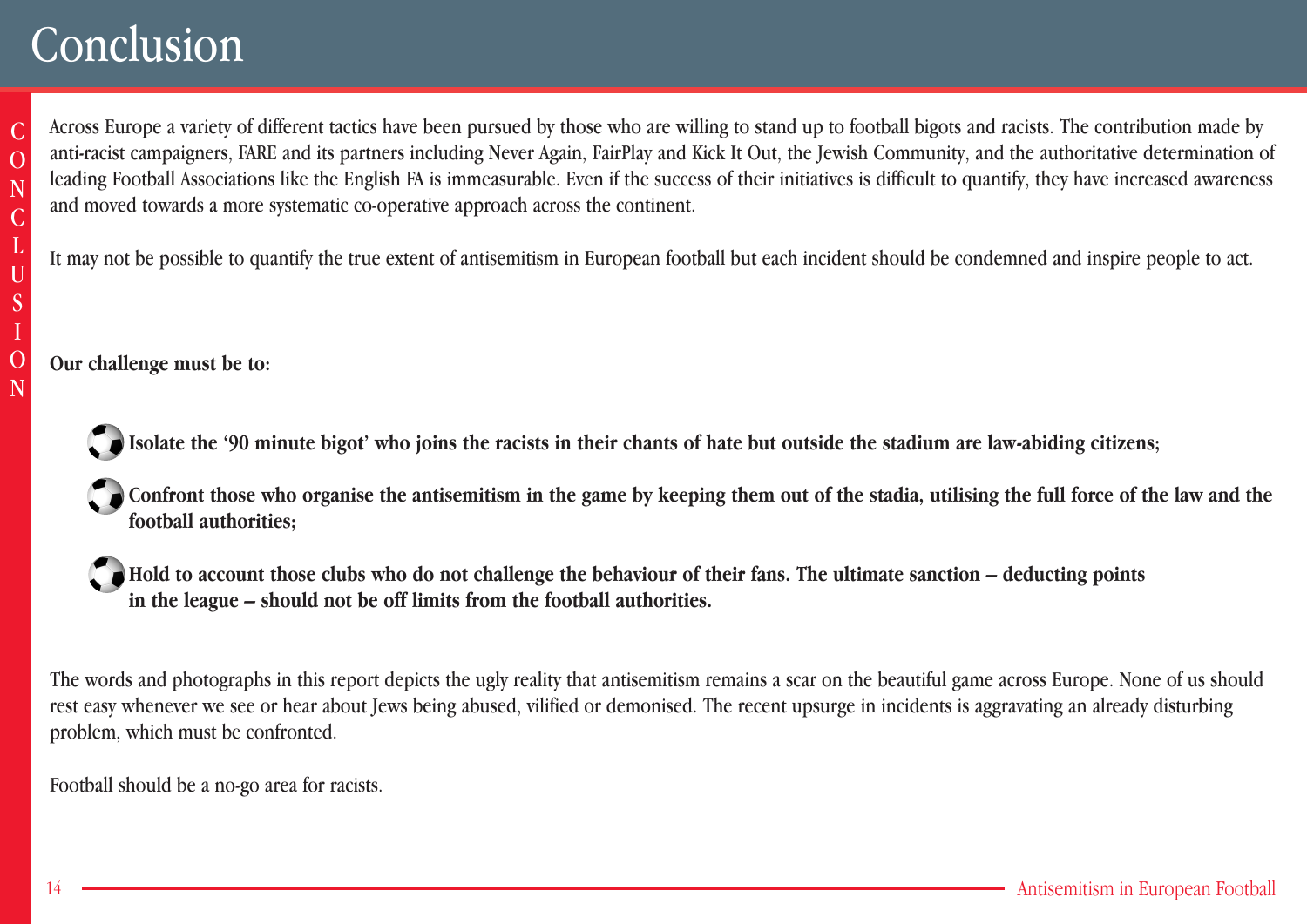# Conclusion

Across Europe a variety of different tactics have been pursued by those who are willing to stand up to football bigots and racists. The contribution made by anti-racist campaigners, FARE and its partners including Never Again, FairPlay and Kick It Out, the Jewish Community, and the authoritative determination of leading Football Associations like the English FA is immeasurable. Even if the success of their initiatives is difficult to quantify, they have increased awareness and moved towards a more systematic co-operative approach across the continent.

It may not be possible to quantify the true extent of antisemitism in European football but each incident should be condemned and inspire people to act.

**Our challenge must be to:**

- **Isolate the '90 minute bigot' who joins the racists in their chants of hate but outside the stadium are law-abiding citizens;**
- **Confront those who organise the antisemitism in the game by keeping them out of the stadia, utilising the full force of the law and the football authorities;**
- **Hold to account those clubs who do not challenge the behaviour of their fans. The ultimate sanction – deducting points in the league – should not be off limits from the football authorities.**

The words and photographs in this report depicts the ugly reality that antisemitism remains a scar on the beautiful game across Europe. None of us should rest easy whenever we see or hear about Jews being abused, vilified or demonised. The recent upsurge in incidents is aggravating an already disturbing problem, which must be confronted.

Football should be a no-go area for racists.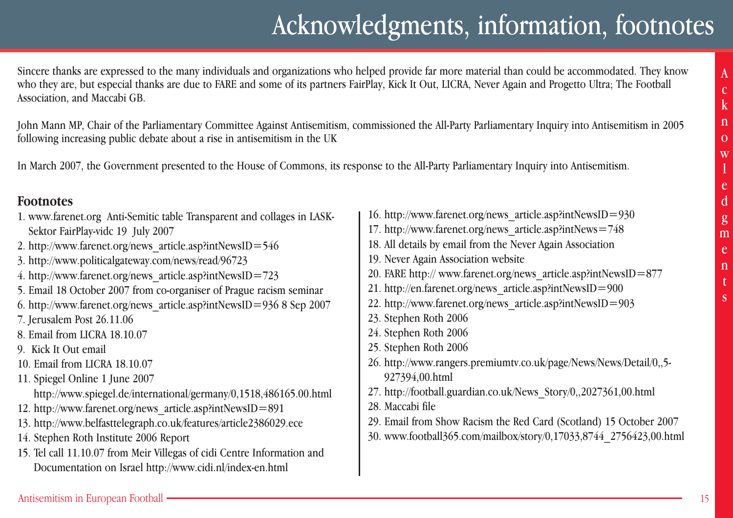# Acknowledgments, information, footnotes

Sincere thanks are expressed to the many individuals and organizations who helped provide far more material than could be accommodated. They know who they are, but especial thanks are due to FARE and some of its partners FairPlay, Kick It Out, LICRA, Never Again and Progetto Ultra; The Football Association, and Maccabi GB.

John Mann MP, Chair of the Parliamentary Committee Against Antisemitism, commissioned the All-Party Parliamentary Inquiry into Antisemitism in 2005 following increasing public debate about a rise in antisemitism in the UK

In March 2007, the Government presented to the House of Commons, its response to the All-Party Parliamentary Inquiry into Antisemitism.

## Footnotes

1. www.farenet.org Anti-Semitic table Transparent and collages in LASK-Sektor FairPlay-vidc 19 July 2007
2. http://www.farenet.org/news_article.asp?intNewsID=546
3. http://www.politicalgateway.com/news/read/96723
4. http://www.farenet.org/news_article.asp?intNewsID=723
5. Email 18 October 2007 from co-organiser of Prague racism seminar
6. http://www.farenet.org/news_article.asp?intNewsID=936 8 Sep 2007
7. Jerusalem Post 26.11.06
8. Email from LICRA 18.10.07
9. Kick It Out email
10. Email from LICRA 18.10.07
11. Spiegel Online 1 June 2007 http://www.spiegel.de/international/germany/0,1518,486165.00.html
12. http://www.farenet.org/news_article.asp?intNewsID=891
13. http://www.belfasttelegraph.co.uk/features/article2386029.ece
14. Stephen Roth Institute 2006 Report
15. Tel call 11.10.07 from Meir Villegas of cidi Centre Information and Documentation on Israel http://www.cidi.nl/index-en.html
16. http://www.farenet.org/news_article.asp?intNewsID=930
17. http://www.farenet.org/news_article.asp?intNews=748
18. All details by email from the Never Again Association
19. Never Again Association website
20. FARE http:// www.farenet.org/news_article.asp?intNewsID=877
21. http://en.farenet.org/news_article.asp?intNewsID=900
22. http://www.farenet.org/news_article.asp?intNewsID=903
23. Stephen Roth 2006
24. Stephen Roth 2006
25. Stephen Roth 2006
26. http://www.rangers.premiumtv.co.uk/page/News/News/Detail/0,,5-927394,00.html
27. http://football.guardian.co.uk/News_Story/0,,2027361,00.html
28. Maccabi file
29. Email from Show Racism the Red Card (Scotland) 15 October 2007
30. www.football365.com/mailbox/story/0,17033,8744_2756423,00.html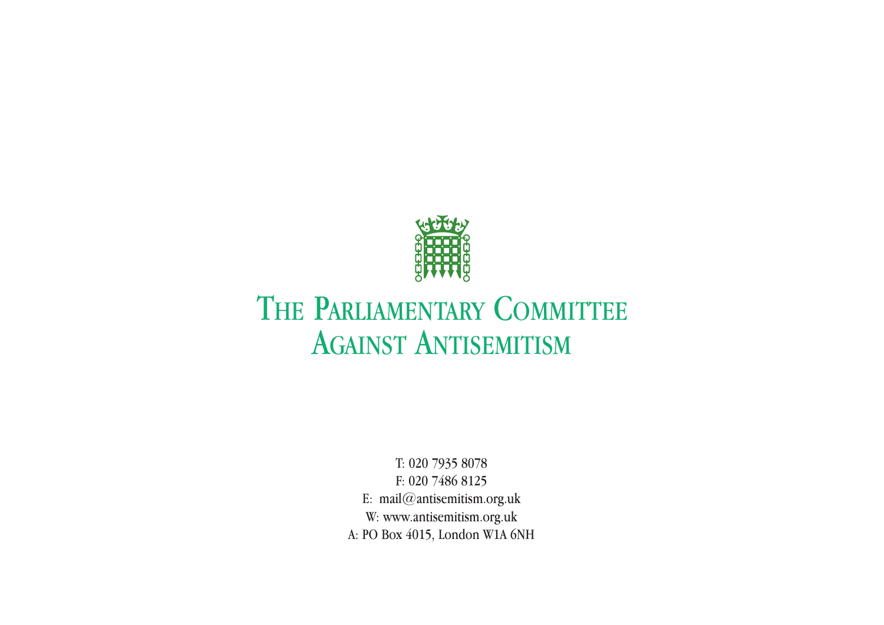# The Parliamentary Committee Against Antisemitism

T: 020 7935 8078
F: 020 7486 8125
E: mail@antisemitism.org.uk
W: www.antisemitism.org.uk
A: PO Box 4015, London W1A 6NH